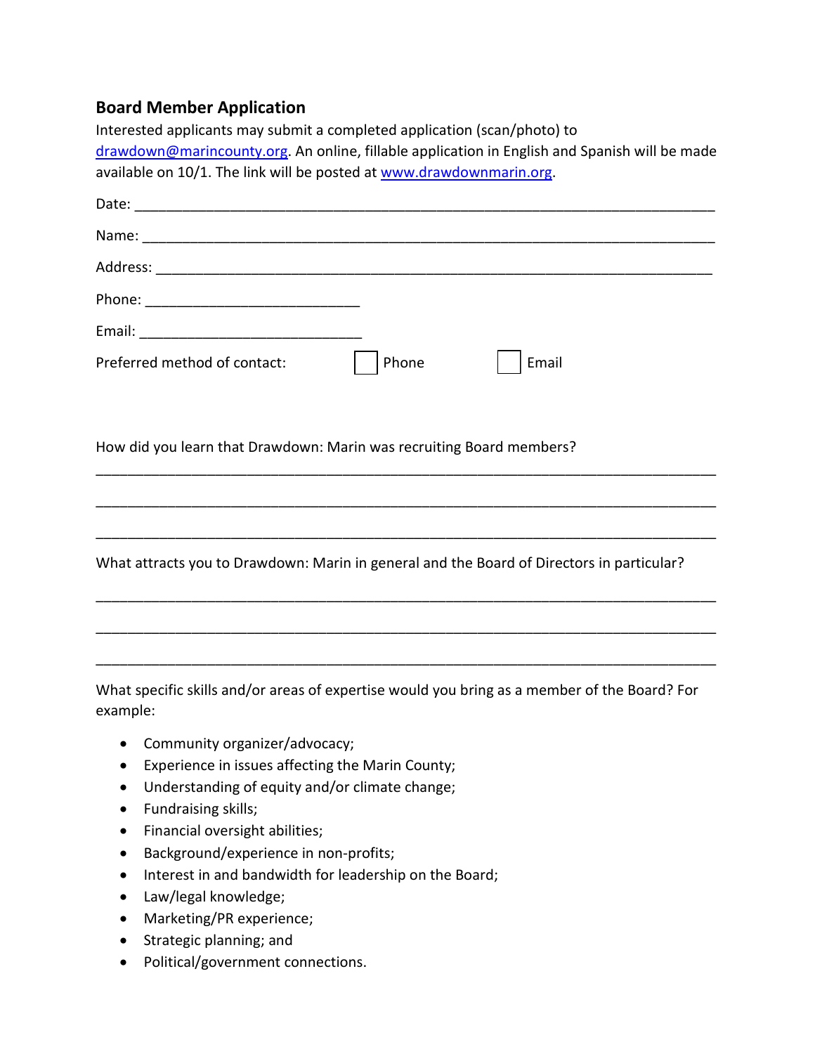## Board Member Application

Interested applicants may submit a completed application (scan/photo) to drawdown@marincounty.org. An online, fillable application in English and Spanish will be made available on 10/1. The link will be posted at www.drawdownmarin.org.

Date: ___________________________________________________________________________

Name: __________________________________________________________________________

Address: ________________________________________________________________________

Phone: ___________________________

Email: ____________________________

Preferred method of contact: ☐ Phone ☐ Email

How did you learn that Drawdown: Marin was recruiting Board members?

___________________________________________________________________________________

___________________________________________________________________________________

___________________________________________________________________________________

What attracts you to Drawdown: Marin in general and the Board of Directors in particular?

___________________________________________________________________________________

___________________________________________________________________________________

___________________________________________________________________________________

What specific skills and/or areas of expertise would you bring as a member of the Board? For example:

- Community organizer/advocacy;
- Experience in issues affecting the Marin County;
- Understanding of equity and/or climate change;
- Fundraising skills;
- Financial oversight abilities;
- Background/experience in non-profits;
- Interest in and bandwidth for leadership on the Board;
- Law/legal knowledge;
- Marketing/PR experience;
- Strategic planning; and
- Political/government connections.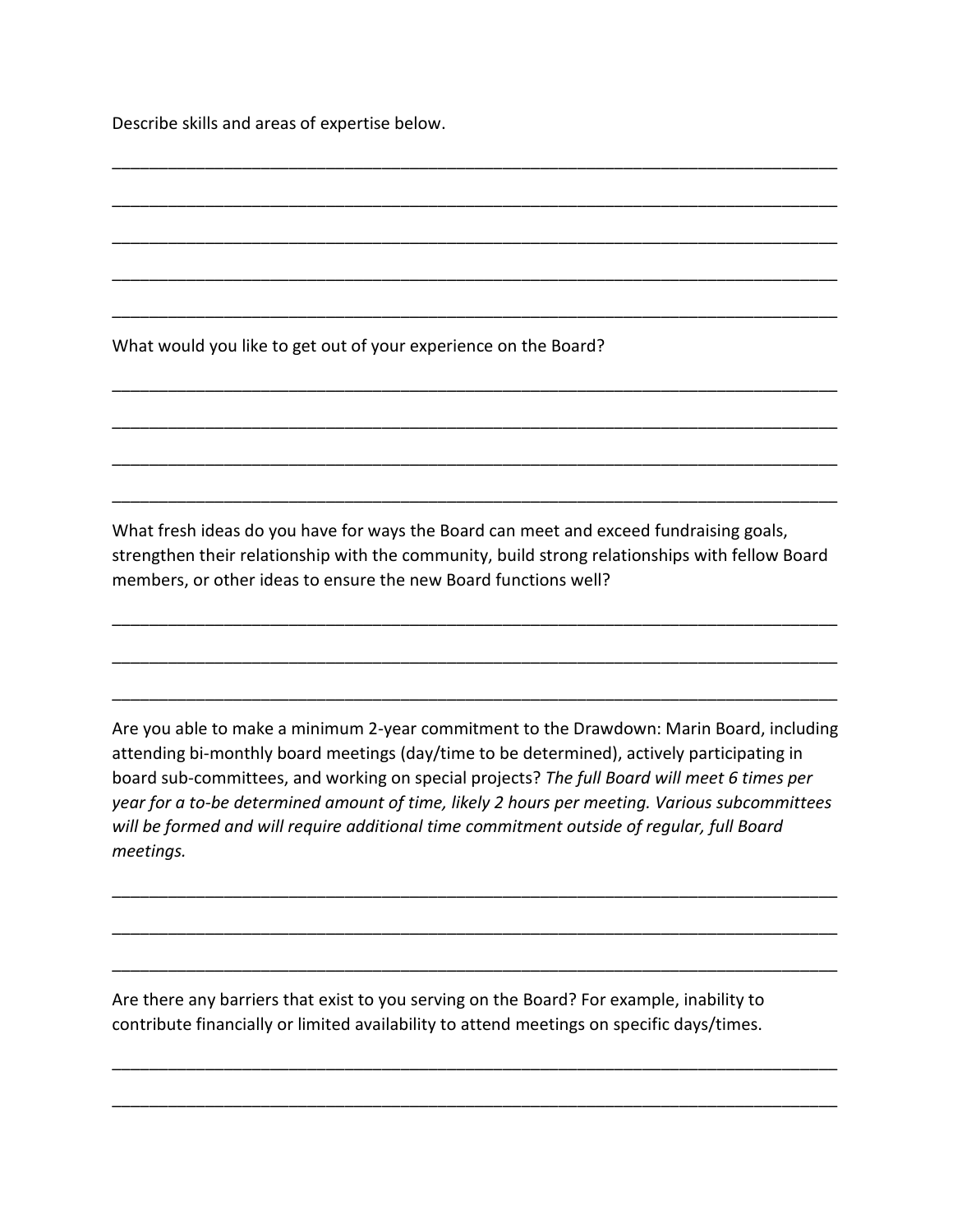Describe skills and areas of expertise below.

______________________________________________________________________________

______________________________________________________________________________

______________________________________________________________________________

______________________________________________________________________________

______________________________________________________________________________

What would you like to get out of your experience on the Board?

______________________________________________________________________________

______________________________________________________________________________

______________________________________________________________________________

______________________________________________________________________________

What fresh ideas do you have for ways the Board can meet and exceed fundraising goals, strengthen their relationship with the community, build strong relationships with fellow Board members, or other ideas to ensure the new Board functions well?

______________________________________________________________________________

______________________________________________________________________________

______________________________________________________________________________

Are you able to make a minimum 2-year commitment to the Drawdown: Marin Board, including attending bi-monthly board meetings (day/time to be determined), actively participating in board sub-committees, and working on special projects? *The full Board will meet 6 times per year for a to-be determined amount of time, likely 2 hours per meeting. Various subcommittees will be formed and will require additional time commitment outside of regular, full Board meetings.*

______________________________________________________________________________

______________________________________________________________________________

______________________________________________________________________________

Are there any barriers that exist to you serving on the Board? For example, inability to contribute financially or limited availability to attend meetings on specific days/times.

______________________________________________________________________________

______________________________________________________________________________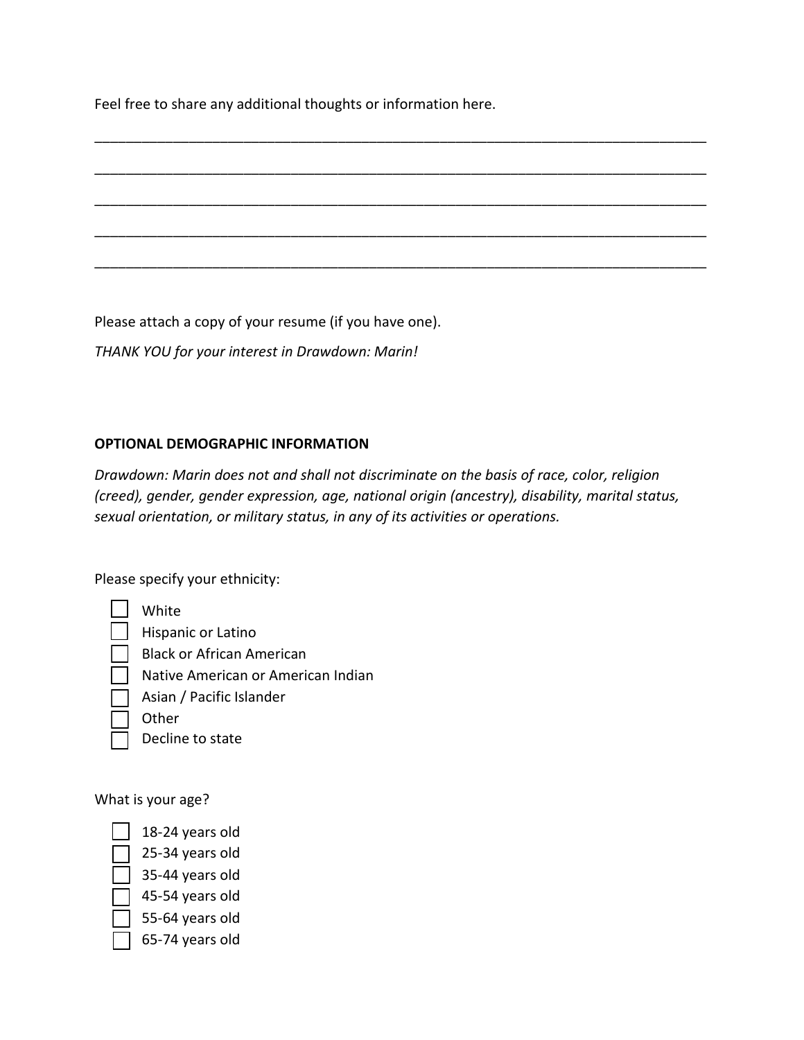Feel free to share any additional thoughts or information here.

_______________________________________________________________________________

_______________________________________________________________________________

_______________________________________________________________________________

_______________________________________________________________________________

_______________________________________________________________________________

Please attach a copy of your resume (if you have one).

*THANK YOU for your interest in Drawdown: Marin!*

**OPTIONAL DEMOGRAPHIC INFORMATION**

*Drawdown: Marin does not and shall not discriminate on the basis of race, color, religion (creed), gender, gender expression, age, national origin (ancestry), disability, marital status, sexual orientation, or military status, in any of its activities or operations.*

Please specify your ethnicity:

- ☐ White
- ☐ Hispanic or Latino
- ☐ Black or African American
- ☐ Native American or American Indian
- ☐ Asian / Pacific Islander
- ☐ Other
- ☐ Decline to state

What is your age?

- ☐ 18-24 years old
- ☐ 25-34 years old
- ☐ 35-44 years old
- ☐ 45-54 years old
- ☐ 55-64 years old
- ☐ 65-74 years old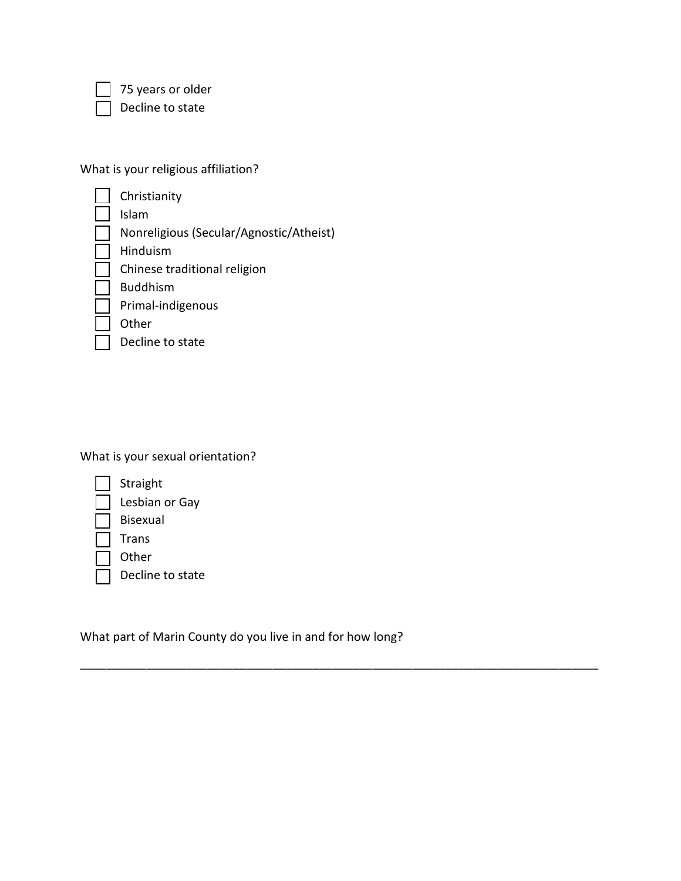- [ ] 75 years or older
- [ ] Decline to state

What is your religious affiliation?

- [ ] Christianity
- [ ] Islam
- [ ] Nonreligious (Secular/Agnostic/Atheist)
- [ ] Hinduism
- [ ] Chinese traditional religion
- [ ] Buddhism
- [ ] Primal-indigenous
- [ ] Other
- [ ] Decline to state

What is your sexual orientation?

- [ ] Straight
- [ ] Lesbian or Gay
- [ ] Bisexual
- [ ] Trans
- [ ] Other
- [ ] Decline to state

What part of Marin County do you live in and for how long?

______________________________________________________________________________